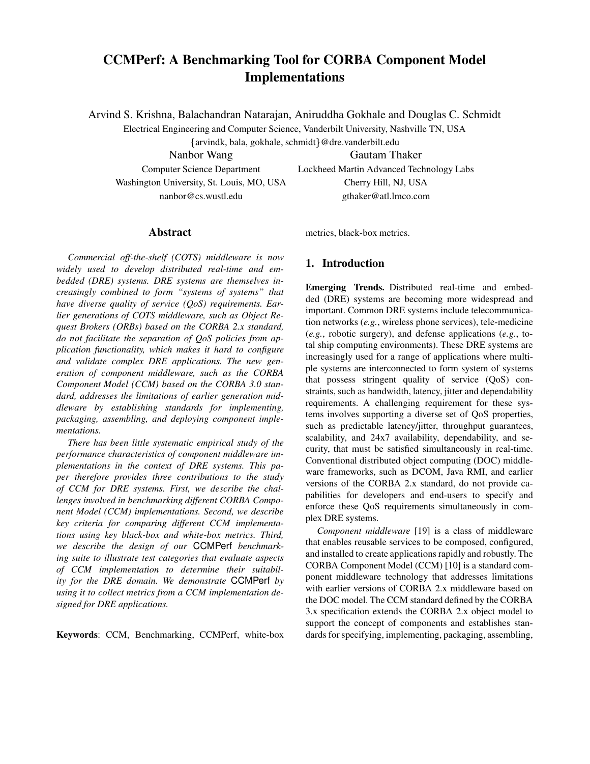# CCMPerf: A Benchmarking Tool for CORBA Component Model Implementations

Arvind S. Krishna, Balachandran Natarajan, Aniruddha Gokhale and Douglas C. Schmidt
Electrical Engineering and Computer Science, Vanderbilt University, Nashville TN, USA
{arvindk, bala, gokhale, schmidt}@dre.vanderbilt.edu

Nanbor Wang
Computer Science Department
Washington University, St. Louis, MO, USA
nanbor@cs.wustl.edu

Gautam Thaker
Lockheed Martin Advanced Technology Labs
Cherry Hill, NJ, USA
gthaker@atl.lmco.com

## Abstract

*Commercial off-the-shelf (COTS) middleware is now widely used to develop distributed real-time and embedded (DRE) systems. DRE systems are themselves increasingly combined to form "systems of systems" that have diverse quality of service (QoS) requirements. Earlier generations of COTS middleware, such as Object Request Brokers (ORBs) based on the CORBA 2.x standard, do not facilitate the separation of QoS policies from application functionality, which makes it hard to configure and validate complex DRE applications. The new generation of component middleware, such as the CORBA Component Model (CCM) based on the CORBA 3.0 standard, addresses the limitations of earlier generation middleware by establishing standards for implementing, packaging, assembling, and deploying component implementations.*

*There has been little systematic empirical study of the performance characteristics of component middleware implementations in the context of DRE systems. This paper therefore provides three contributions to the study of CCM for DRE systems. First, we describe the challenges involved in benchmarking different CORBA Component Model (CCM) implementations. Second, we describe key criteria for comparing different CCM implementations using key black-box and white-box metrics. Third, we describe the design of our* CCMPerf *benchmarking suite to illustrate test categories that evaluate aspects of CCM implementation to determine their suitability for the DRE domain. We demonstrate* CCMPerf *by using it to collect metrics from a CCM implementation designed for DRE applications.*

**Keywords**: CCM, Benchmarking, CCMPerf, white-box metrics, black-box metrics.

## 1. Introduction

**Emerging Trends.** Distributed real-time and embedded (DRE) systems are becoming more widespread and important. Common DRE systems include telecommunication networks (*e.g.*, wireless phone services), tele-medicine (*e.g.*, robotic surgery), and defense applications (*e.g.*, total ship computing environments). These DRE systems are increasingly used for a range of applications where multiple systems are interconnected to form system of systems that possess stringent quality of service (QoS) constraints, such as bandwidth, latency, jitter and dependability requirements. A challenging requirement for these systems involves supporting a diverse set of QoS properties, such as predictable latency/jitter, throughput guarantees, scalability, and 24x7 availability, dependability, and security, that must be satisfied simultaneously in real-time. Conventional distributed object computing (DOC) middleware frameworks, such as DCOM, Java RMI, and earlier versions of the CORBA 2.x standard, do not provide capabilities for developers and end-users to specify and enforce these QoS requirements simultaneously in complex DRE systems.

*Component middleware* [19] is a class of middleware that enables reusable services to be composed, configured, and installed to create applications rapidly and robustly. The CORBA Component Model (CCM) [10] is a standard component middleware technology that addresses limitations with earlier versions of CORBA 2.x middleware based on the DOC model. The CCM standard defined by the CORBA 3.x specification extends the CORBA 2.x object model to support the concept of components and establishes standards for specifying, implementing, packaging, assembling,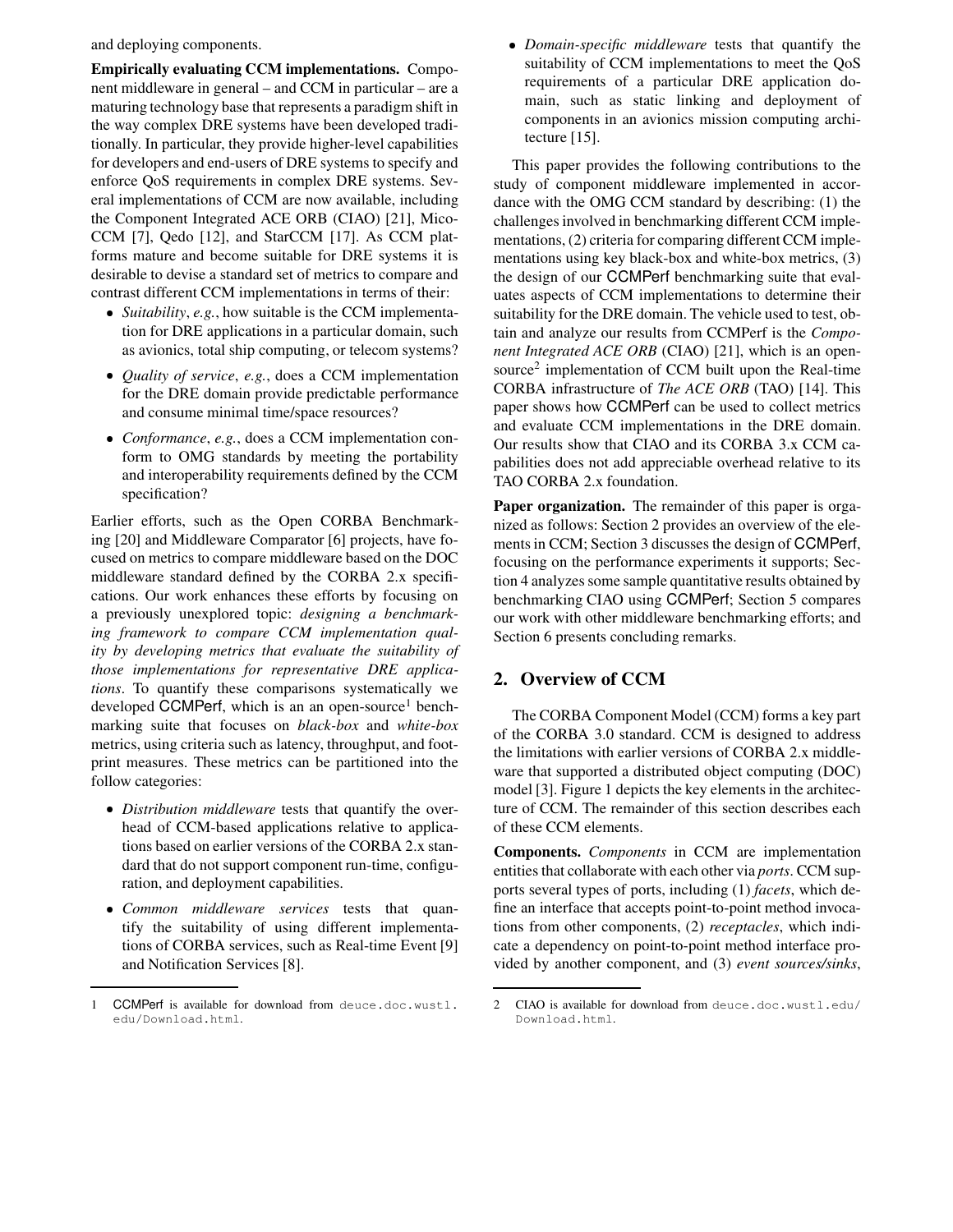and deploying components.

**Empirically evaluating CCM implementations.** Component middleware in general – and CCM in particular – are a maturing technology base that represents a paradigm shift in the way complex DRE systems have been developed traditionally. In particular, they provide higher-level capabilities for developers and end-users of DRE systems to specify and enforce QoS requirements in complex DRE systems. Several implementations of CCM are now available, including the Component Integrated ACE ORB (CIAO) [21], MicoCCM [7], Qedo [12], and StarCCM [17]. As CCM platforms mature and become suitable for DRE systems it is desirable to devise a standard set of metrics to compare and contrast different CCM implementations in terms of their:

- *Suitability*, *e.g.*, how suitable is the CCM implementation for DRE applications in a particular domain, such as avionics, total ship computing, or telecom systems?
- *Quality of service*, *e.g.*, does a CCM implementation for the DRE domain provide predictable performance and consume minimal time/space resources?
- *Conformance*, *e.g.*, does a CCM implementation conform to OMG standards by meeting the portability and interoperability requirements defined by the CCM specification?

Earlier efforts, such as the Open CORBA Benchmarking [20] and Middleware Comparator [6] projects, have focused on metrics to compare middleware based on the DOC middleware standard defined by the CORBA 2.x specifications. Our work enhances these efforts by focusing on a previously unexplored topic: *designing a benchmarking framework to compare CCM implementation quality by developing metrics that evaluate the suitability of those implementations for representative DRE applications*. To quantify these comparisons systematically we developed CCMPerf, which is an open-source[1] benchmarking suite that focuses on *black-box* and *white-box* metrics, using criteria such as latency, throughput, and footprint measures. These metrics can be partitioned into the follow categories:

- *Distribution middleware* tests that quantify the overhead of CCM-based applications relative to applications based on earlier versions of the CORBA 2.x standard that do not support component run-time, configuration, and deployment capabilities.
- *Common middleware services* tests that quantify the suitability of using different implementations of CORBA services, such as Real-time Event [9] and Notification Services [8].
- *Domain-specific middleware* tests that quantify the suitability of CCM implementations to meet the QoS requirements of a particular DRE application domain, such as static linking and deployment of components in an avionics mission computing architecture [15].

This paper provides the following contributions to the study of component middleware implemented in accordance with the OMG CCM standard by describing: (1) the challenges involved in benchmarking different CCM implementations, (2) criteria for comparing different CCM implementations using key black-box and white-box metrics, (3) the design of our CCMPerf benchmarking suite that evaluates aspects of CCM implementations to determine their suitability for the DRE domain. The vehicle used to test, obtain and analyze our results from CCMPerf is the *Component Integrated ACE ORB* (CIAO) [21], which is an open-source[2] implementation of CCM built upon the Real-time CORBA infrastructure of *The ACE ORB* (TAO) [14]. This paper shows how CCMPerf can be used to collect metrics and evaluate CCM implementations in the DRE domain. Our results show that CIAO and its CORBA 3.x CCM capabilities does not add appreciable overhead relative to its TAO CORBA 2.x foundation.

**Paper organization.** The remainder of this paper is organized as follows: Section 2 provides an overview of the elements in CCM; Section 3 discusses the design of CCMPerf, focusing on the performance experiments it supports; Section 4 analyzes some sample quantitative results obtained by benchmarking CIAO using CCMPerf; Section 5 compares our work with other middleware benchmarking efforts; and Section 6 presents concluding remarks.

## 2. Overview of CCM

The CORBA Component Model (CCM) forms a key part of the CORBA 3.0 standard. CCM is designed to address the limitations with earlier versions of CORBA 2.x middleware that supported a distributed object computing (DOC) model [3]. Figure 1 depicts the key elements in the architecture of CCM. The remainder of this section describes each of these CCM elements.

**Components.** *Components* in CCM are implementation entities that collaborate with each other via *ports*. CCM supports several types of ports, including (1) *facets*, which define an interface that accepts point-to-point method invocations from other components, (2) *receptacles*, which indicate a dependency on point-to-point method interface provided by another component, and (3) *event sources/sinks*,

---

1 CCMPerf is available for download from deuce.doc.wustl.edu/Download.html.

2 CIAO is available for download from deuce.doc.wustl.edu/Download.html.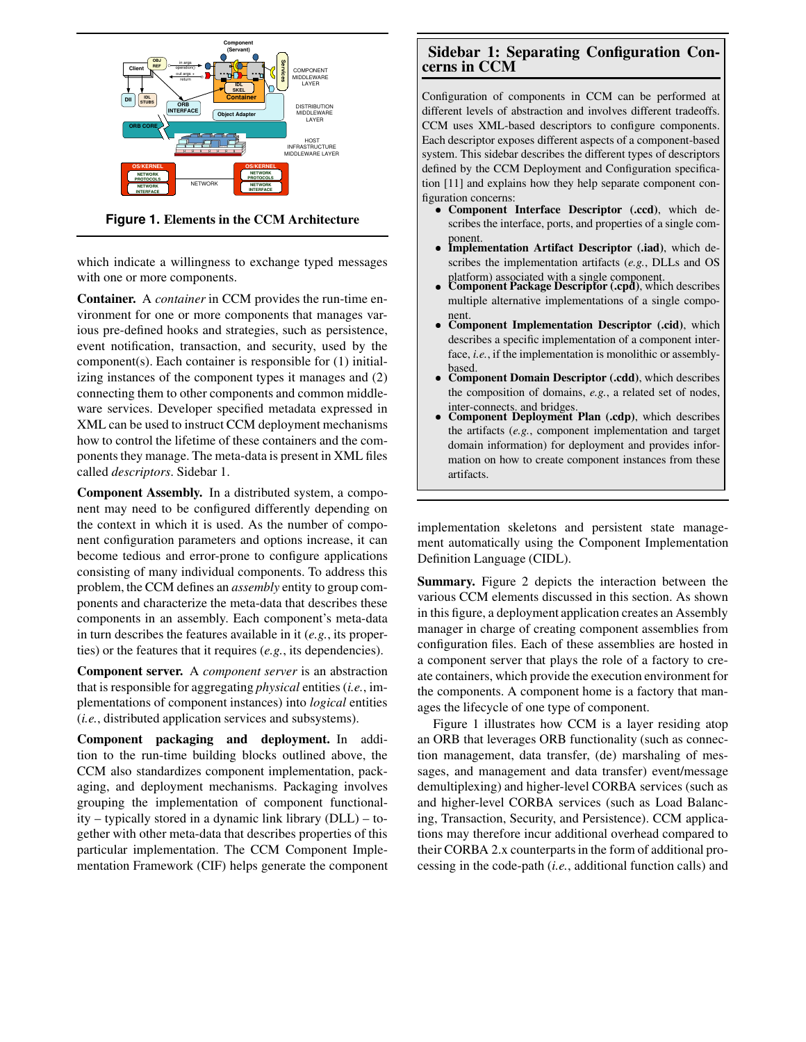**Figure 1. Elements in the CCM Architecture**

which indicate a willingness to exchange typed messages with one or more components.

**Container.** A *container* in CCM provides the run-time environment for one or more components that manages various pre-defined hooks and strategies, such as persistence, event notification, transaction, and security, used by the component(s). Each container is responsible for (1) initializing instances of the component types it manages and (2) connecting them to other components and common middleware services. Developer specified metadata expressed in XML can be used to instruct CCM deployment mechanisms how to control the lifetime of these containers and the components they manage. The meta-data is present in XML files called *descriptors*. Sidebar 1.

**Component Assembly.** In a distributed system, a component may need to be configured differently depending on the context in which it is used. As the number of component configuration parameters and options increase, it can become tedious and error-prone to configure applications consisting of many individual components. To address this problem, the CCM defines an *assembly* entity to group components and characterize the meta-data that describes these components in an assembly. Each component's meta-data in turn describes the features available in it (*e.g.*, its properties) or the features that it requires (*e.g.*, its dependencies).

**Component server.** A *component server* is an abstraction that is responsible for aggregating *physical* entities (*i.e.*, implementations of component instances) into *logical* entities (*i.e.*, distributed application services and subsystems).

**Component packaging and deployment.** In addition to the run-time building blocks outlined above, the CCM also standardizes component implementation, packaging, and deployment mechanisms. Packaging involves grouping the implementation of component functionality – typically stored in a dynamic link library (DLL) – together with other meta-data that describes properties of this particular implementation. The CCM Component Implementation Framework (CIF) helps generate the component implementation skeletons and persistent state management automatically using the Component Implementation Definition Language (CIDL).

## Sidebar 1: Separating Configuration Concerns in CCM

Configuration of components in CCM can be performed at different levels of abstraction and involves different tradeoffs. CCM uses XML-based descriptors to configure components. Each descriptor exposes different aspects of a component-based system. This sidebar describes the different types of descriptors defined by the CCM Deployment and Configuration specification [11] and explains how they help separate component configuration concerns:

- **Component Interface Descriptor (.ccd)**, which describes the interface, ports, and properties of a single component.
- **Implementation Artifact Descriptor (.iad)**, which describes the implementation artifacts (*e.g.*, DLLs and OS platform) associated with a single component.
- **Component Package Descriptor (.cpd)**, which describes multiple alternative implementations of a single component.
- **Component Implementation Descriptor (.cid)**, which describes a specific implementation of a component interface, *i.e.*, if the implementation is monolithic or assembly-based.
- **Component Domain Descriptor (.cdd)**, which describes the composition of domains, *e.g.*, a related set of nodes, inter-connects, and bridges.
- **Component Deployment Plan (.cdp)**, which describes the artifacts (*e.g.*, component implementation and target domain information) for deployment and provides information on how to create component instances from these artifacts.

**Summary.** Figure 2 depicts the interaction between the various CCM elements discussed in this section. As shown in this figure, a deployment application creates an Assembly manager in charge of creating component assemblies from configuration files. Each of these assemblies are hosted in a component server that plays the role of a factory to create containers, which provide the execution environment for the components. A component home is a factory that manages the lifecycle of one type of component.

Figure 1 illustrates how CCM is a layer residing atop an ORB that leverages ORB functionality (such as connection management, data transfer, (de) marshaling of messages, and management and data transfer) event/message demultiplexing) and higher-level CORBA services (such as and higher-level CORBA services (such as Load Balancing, Transaction, Security, and Persistence). CCM applications may therefore incur additional overhead compared to their CORBA 2.x counterparts in the form of additional processing in the code-path (*i.e.*, additional function calls) and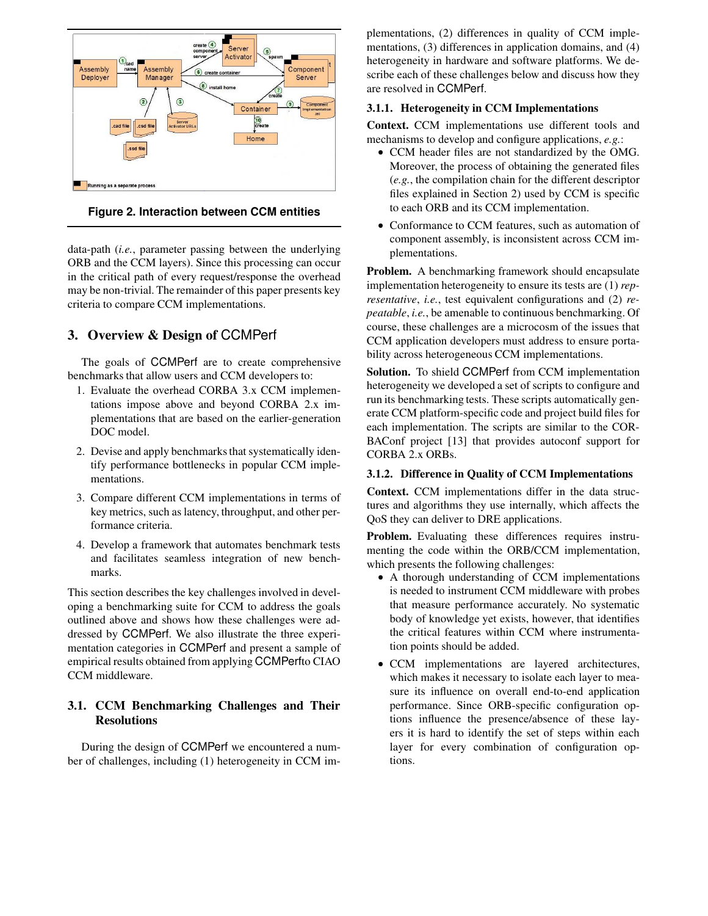Figure 2. Interaction between CCM entities

data-path (*i.e.*, parameter passing between the underlying ORB and the CCM layers). Since this processing can occur in the critical path of every request/response the overhead may be non-trivial. The remainder of this paper presents key criteria to compare CCM implementations.

## 3. Overview & Design of CCMPerf

The goals of CCMPerf are to create comprehensive benchmarks that allow users and CCM developers to:

1. Evaluate the overhead CORBA 3.x CCM implementations impose above and beyond CORBA 2.x implementations that are based on the earlier-generation DOC model.
2. Devise and apply benchmarks that systematically identify performance bottlenecks in popular CCM implementations.
3. Compare different CCM implementations in terms of key metrics, such as latency, throughput, and other performance criteria.
4. Develop a framework that automates benchmark tests and facilitates seamless integration of new benchmarks.

This section describes the key challenges involved in developing a benchmarking suite for CCM to address the goals outlined above and shows how these challenges were addressed by CCMPerf. We also illustrate the three experimentation categories in CCMPerf and present a sample of empirical results obtained from applying CCMPerfto CIAO CCM middleware.

### 3.1. CCM Benchmarking Challenges and Their Resolutions

During the design of CCMPerf we encountered a number of challenges, including (1) heterogeneity in CCM implementations, (2) differences in quality of CCM implementations, (3) differences in application domains, and (4) heterogeneity in hardware and software platforms. We describe each of these challenges below and discuss how they are resolved in CCMPerf.

#### 3.1.1. Heterogeneity in CCM Implementations

**Context.** CCM implementations use different tools and mechanisms to develop and configure applications, *e.g.*:

- CCM header files are not standardized by the OMG. Moreover, the process of obtaining the generated files (*e.g.*, the compilation chain for the different descriptor files explained in Section 2) used by CCM is specific to each ORB and its CCM implementation.
- Conformance to CCM features, such as automation of component assembly, is inconsistent across CCM implementations.

**Problem.** A benchmarking framework should encapsulate implementation heterogeneity to ensure its tests are (1) *representative*, *i.e.*, test equivalent configurations and (2) *repeatable*, *i.e.*, be amenable to continuous benchmarking. Of course, these challenges are a microcosm of the issues that CCM application developers must address to ensure portability across heterogeneous CCM implementations.

**Solution.** To shield CCMPerf from CCM implementation heterogeneity we developed a set of scripts to configure and run its benchmarking tests. These scripts automatically generate CCM platform-specific code and project build files for each implementation. The scripts are similar to the CORBAConf project [13] that provides autoconf support for CORBA 2.x ORBs.

#### 3.1.2. Difference in Quality of CCM Implementations

**Context.** CCM implementations differ in the data structures and algorithms they use internally, which affects the QoS they can deliver to DRE applications.

**Problem.** Evaluating these differences requires instrumenting the code within the ORB/CCM implementation, which presents the following challenges:

- A thorough understanding of CCM implementations is needed to instrument CCM middleware with probes that measure performance accurately. No systematic body of knowledge yet exists, however, that identifies the critical features within CCM where instrumentation points should be added.
- CCM implementations are layered architectures, which makes it necessary to isolate each layer to measure its influence on overall end-to-end application performance. Since ORB-specific configuration options influence the presence/absence of these layers it is hard to identify the set of steps within each layer for every combination of configuration options.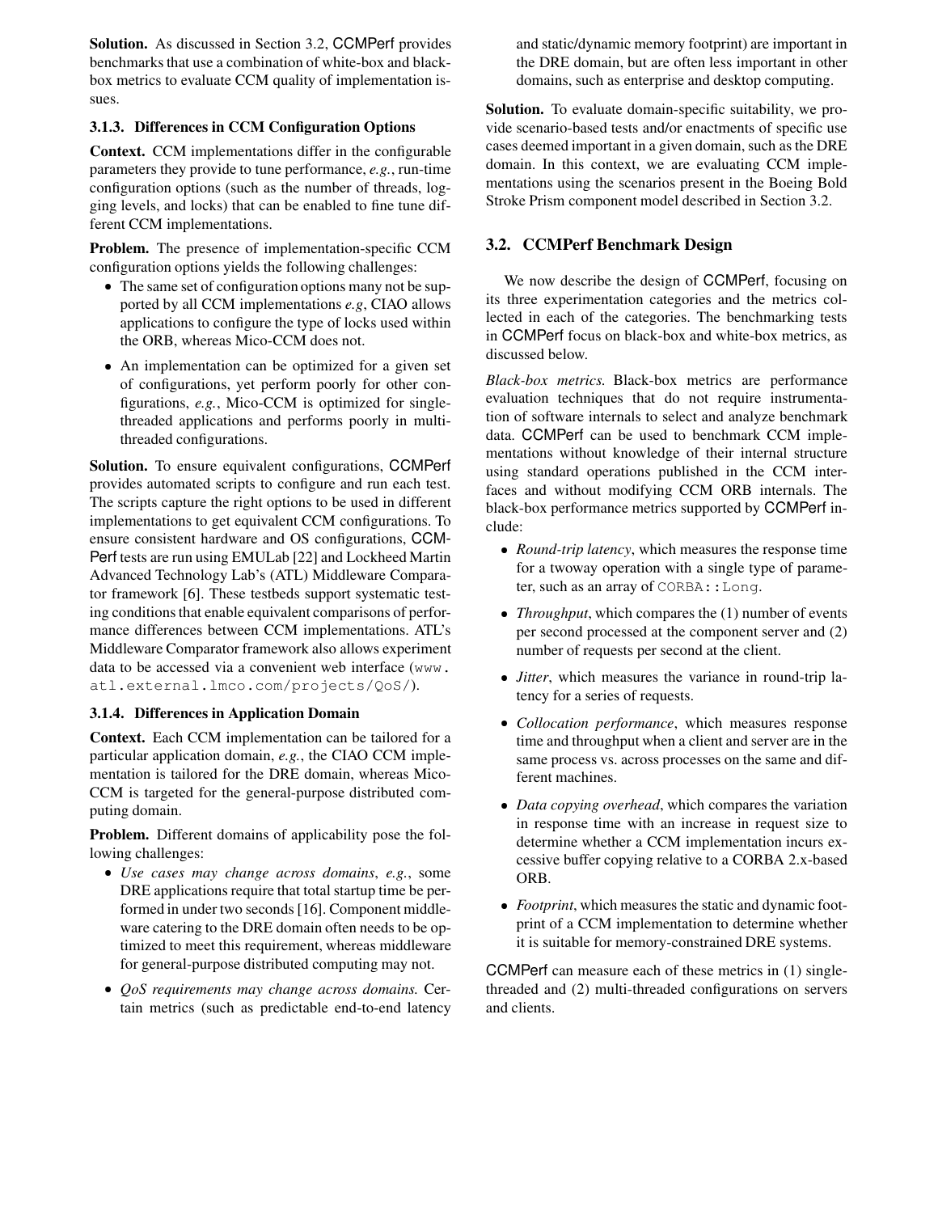**Solution.** As discussed in Section 3.2, CCMPerf provides benchmarks that use a combination of white-box and black-box metrics to evaluate CCM quality of implementation issues.

#### 3.1.3. Differences in CCM Configuration Options

**Context.** CCM implementations differ in the configurable parameters they provide to tune performance, *e.g.*, run-time configuration options (such as the number of threads, logging levels, and locks) that can be enabled to fine tune different CCM implementations.

**Problem.** The presence of implementation-specific CCM configuration options yields the following challenges:

- The same set of configuration options many not be supported by all CCM implementations *e.g*, CIAO allows applications to configure the type of locks used within the ORB, whereas Mico-CCM does not.
- An implementation can be optimized for a given set of configurations, yet perform poorly for other configurations, *e.g.*, Mico-CCM is optimized for single-threaded applications and performs poorly in multi-threaded configurations.

**Solution.** To ensure equivalent configurations, CCMPerf provides automated scripts to configure and run each test. The scripts capture the right options to be used in different implementations to get equivalent CCM configurations. To ensure consistent hardware and OS configurations, CCMPerf tests are run using EMULab [22] and Lockheed Martin Advanced Technology Lab's (ATL) Middleware Comparator framework [6]. These testbeds support systematic testing conditions that enable equivalent comparisons of performance differences between CCM implementations. ATL's Middleware Comparator framework also allows experiment data to be accessed via a convenient web interface (`www.atl.external.lmco.com/projects/QoS/`).

#### 3.1.4. Differences in Application Domain

**Context.** Each CCM implementation can be tailored for a particular application domain, *e.g.*, the CIAO CCM implementation is tailored for the DRE domain, whereas Mico-CCM is targeted for the general-purpose distributed computing domain.

**Problem.** Different domains of applicability pose the following challenges:

- *Use cases may change across domains*, *e.g.*, some DRE applications require that total startup time be performed in under two seconds [16]. Component middleware catering to the DRE domain often needs to be optimized to meet this requirement, whereas middleware for general-purpose distributed computing may not.
- *QoS requirements may change across domains.* Certain metrics (such as predictable end-to-end latency and static/dynamic memory footprint) are important in the DRE domain, but are often less important in other domains, such as enterprise and desktop computing.

**Solution.** To evaluate domain-specific suitability, we provide scenario-based tests and/or enactments of specific use cases deemed important in a given domain, such as the DRE domain. In this context, we are evaluating CCM implementations using the scenarios present in the Boeing Bold Stroke Prism component model described in Section 3.2.

### 3.2. CCMPerf Benchmark Design

We now describe the design of CCMPerf, focusing on its three experimentation categories and the metrics collected in each of the categories. The benchmarking tests in CCMPerf focus on black-box and white-box metrics, as discussed below.

*Black-box metrics.* Black-box metrics are performance evaluation techniques that do not require instrumentation of software internals to select and analyze benchmark data. CCMPerf can be used to benchmark CCM implementations without knowledge of their internal structure using standard operations published in the CCM interfaces and without modifying CCM ORB internals. The black-box performance metrics supported by CCMPerf include:

- *Round-trip latency*, which measures the response time for a twoway operation with a single type of parameter, such as an array of `CORBA::Long`.
- *Throughput*, which compares the (1) number of events per second processed at the component server and (2) number of requests per second at the client.
- *Jitter*, which measures the variance in round-trip latency for a series of requests.
- *Collocation performance*, which measures response time and throughput when a client and server are in the same process vs. across processes on the same and different machines.
- *Data copying overhead*, which compares the variation in response time with an increase in request size to determine whether a CCM implementation incurs excessive buffer copying relative to a CORBA 2.x-based ORB.
- *Footprint*, which measures the static and dynamic footprint of a CCM implementation to determine whether it is suitable for memory-constrained DRE systems.

CCMPerf can measure each of these metrics in (1) single-threaded and (2) multi-threaded configurations on servers and clients.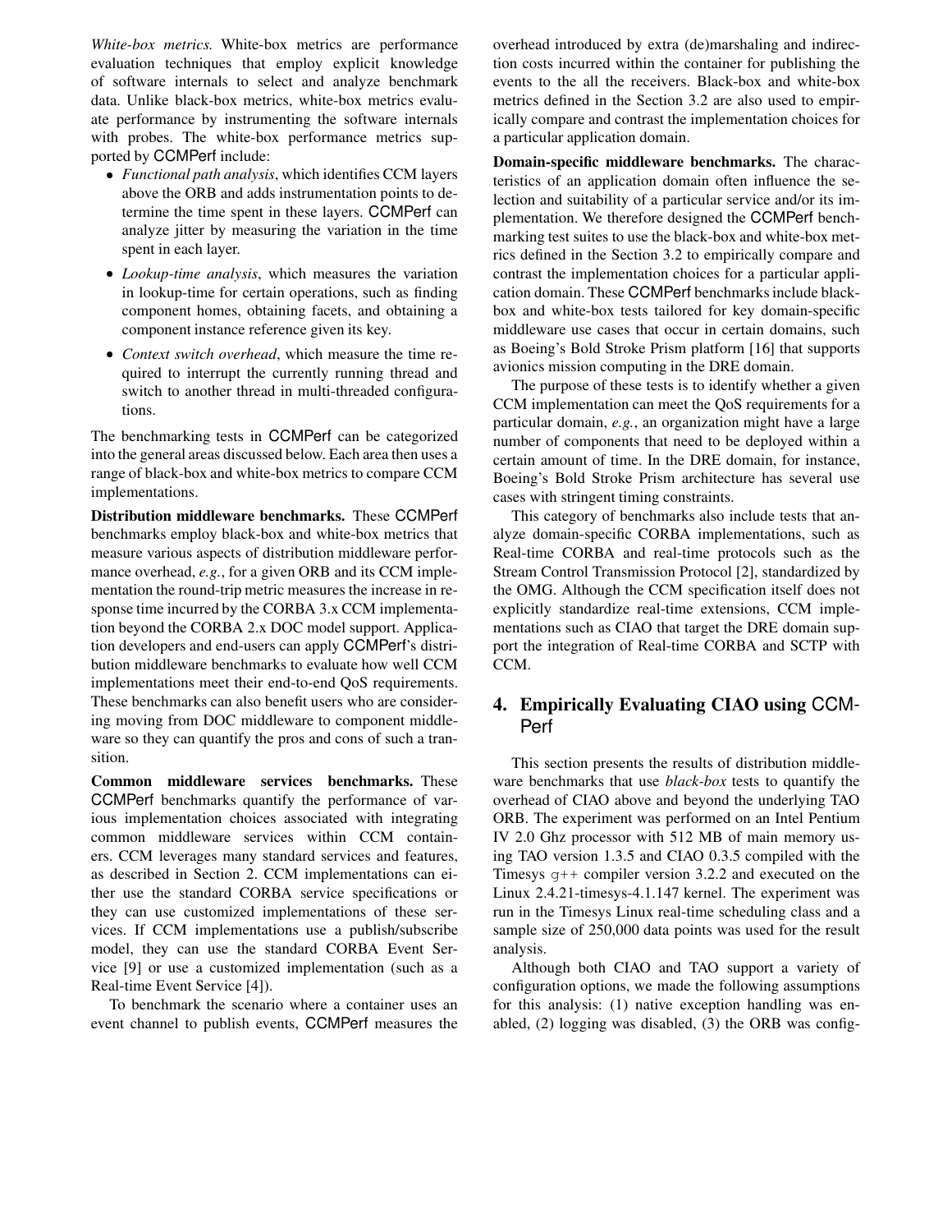*White-box metrics.* White-box metrics are performance evaluation techniques that employ explicit knowledge of software internals to select and analyze benchmark data. Unlike black-box metrics, white-box metrics evaluate performance by instrumenting the software internals with probes. The white-box performance metrics supported by CCMPerf include:

- *Functional path analysis*, which identifies CCM layers above the ORB and adds instrumentation points to determine the time spent in these layers. CCMPerf can analyze jitter by measuring the variation in the time spent in each layer.
- *Lookup-time analysis*, which measures the variation in lookup-time for certain operations, such as finding component homes, obtaining facets, and obtaining a component instance reference given its key.
- *Context switch overhead*, which measure the time required to interrupt the currently running thread and switch to another thread in multi-threaded configurations.

The benchmarking tests in CCMPerf can be categorized into the general areas discussed below. Each area then uses a range of black-box and white-box metrics to compare CCM implementations.

**Distribution middleware benchmarks.** These CCMPerf benchmarks employ black-box and white-box metrics that measure various aspects of distribution middleware performance overhead, *e.g.*, for a given ORB and its CCM implementation the round-trip metric measures the increase in response time incurred by the CORBA 3.x CCM implementation beyond the CORBA 2.x DOC model support. Application developers and end-users can apply CCMPerf's distribution middleware benchmarks to evaluate how well CCM implementations meet their end-to-end QoS requirements. These benchmarks can also benefit users who are considering moving from DOC middleware to component middleware so they can quantify the pros and cons of such a transition.

**Common middleware services benchmarks.** These CCMPerf benchmarks quantify the performance of various implementation choices associated with integrating common middleware services within CCM containers. CCM leverages many standard services and features, as described in Section 2. CCM implementations can either use the standard CORBA service specifications or they can use customized implementations of these services. If CCM implementations use a publish/subscribe model, they can use the standard CORBA Event Service [9] or use a customized implementation (such as a Real-time Event Service [4]).

To benchmark the scenario where a container uses an event channel to publish events, CCMPerf measures the overhead introduced by extra (de)marshaling and indirection costs incurred within the container for publishing the events to the all the receivers. Black-box and white-box metrics defined in the Section 3.2 are also used to empirically compare and contrast the implementation choices for a particular application domain.

**Domain-specific middleware benchmarks.** The characteristics of an application domain often influence the selection and suitability of a particular service and/or its implementation. We therefore designed the CCMPerf benchmarking test suites to use the black-box and white-box metrics defined in the Section 3.2 to empirically compare and contrast the implementation choices for a particular application domain. These CCMPerf benchmarks include black-box and white-box tests tailored for key domain-specific middleware use cases that occur in certain domains, such as Boeing's Bold Stroke Prism platform [16] that supports avionics mission computing in the DRE domain.

The purpose of these tests is to identify whether a given CCM implementation can meet the QoS requirements for a particular domain, *e.g.*, an organization might have a large number of components that need to be deployed within a certain amount of time. In the DRE domain, for instance, Boeing's Bold Stroke Prism architecture has several use cases with stringent timing constraints.

This category of benchmarks also include tests that analyze domain-specific CORBA implementations, such as Real-time CORBA and real-time protocols such as the Stream Control Transmission Protocol [2], standardized by the OMG. Although the CCM specification itself does not explicitly standardize real-time extensions, CCM implementations such as CIAO that target the DRE domain support the integration of Real-time CORBA and SCTP with CCM.

## 4. Empirically Evaluating CIAO using CCMPerf

This section presents the results of distribution middleware benchmarks that use *black-box* tests to quantify the overhead of CIAO above and beyond the underlying TAO ORB. The experiment was performed on an Intel Pentium IV 2.0 Ghz processor with 512 MB of main memory using TAO version 1.3.5 and CIAO 0.3.5 compiled with the Timesys `g++` compiler version 3.2.2 and executed on the Linux 2.4.21-timesys-4.1.147 kernel. The experiment was run in the Timesys Linux real-time scheduling class and a sample size of 250,000 data points was used for the result analysis.

Although both CIAO and TAO support a variety of configuration options, we made the following assumptions for this analysis: (1) native exception handling was enabled, (2) logging was disabled, (3) the ORB was config-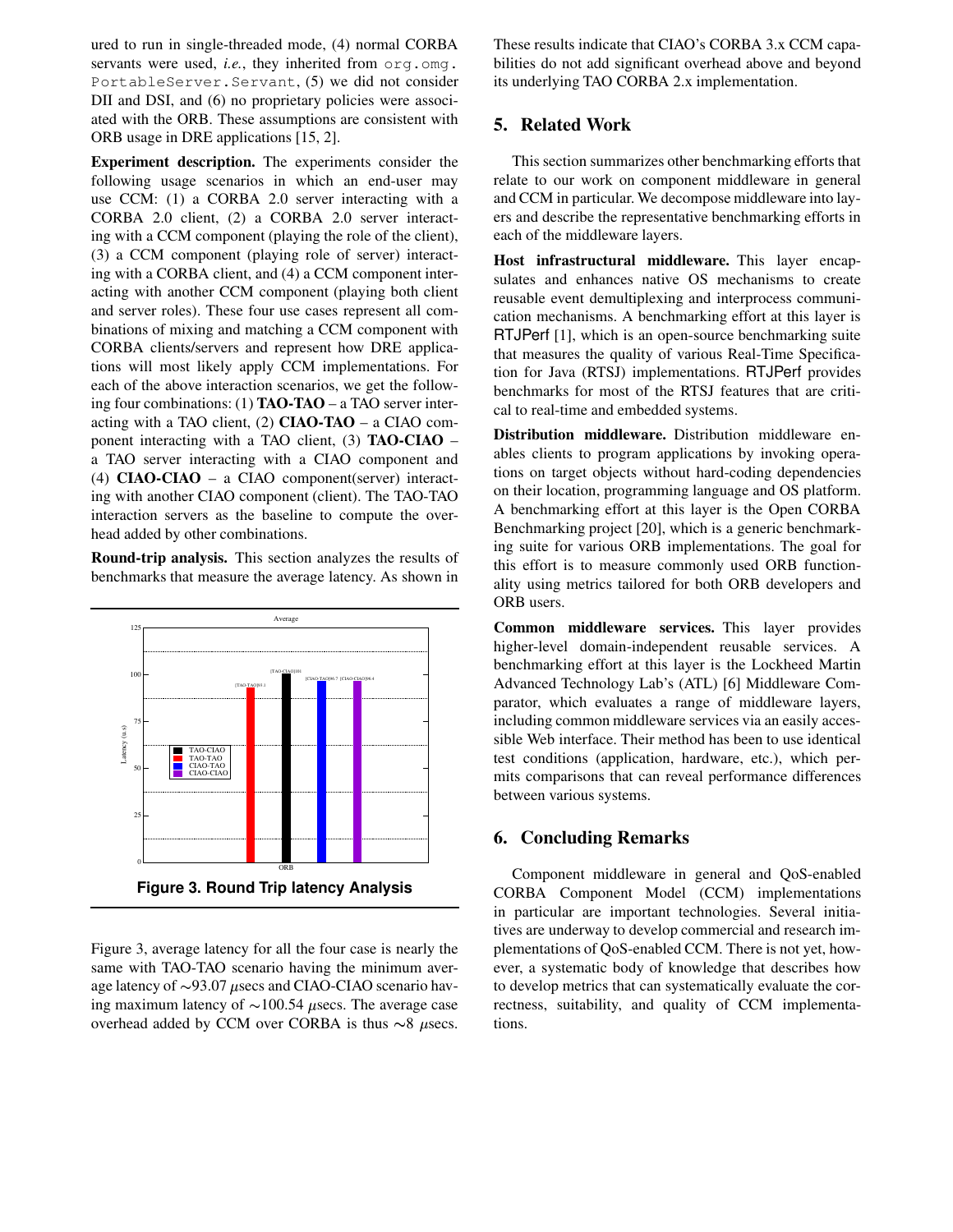ured to run in single-threaded mode, (4) normal CORBA servants were used, *i.e.*, they inherited from `org.omg.PortableServer.Servant`, (5) we did not consider DII and DSI, and (6) no proprietary policies were associated with the ORB. These assumptions are consistent with ORB usage in DRE applications [15, 2].

**Experiment description.** The experiments consider the following usage scenarios in which an end-user may use CCM: (1) a CORBA 2.0 server interacting with a CORBA 2.0 client, (2) a CORBA 2.0 server interacting with a CCM component (playing the role of the client), (3) a CCM component (playing role of server) interacting with a CORBA client, and (4) a CCM component interacting with another CCM component (playing both client and server roles). These four use cases represent all combinations of mixing and matching a CCM component with CORBA clients/servers and represent how DRE applications will most likely apply CCM implementations. For each of the above interaction scenarios, we get the following four combinations: (1) **TAO-TAO** – a TAO server interacting with a TAO client, (2) **CIAO-TAO** – a CIAO component interacting with a TAO client, (3) **TAO-CIAO** – a TAO server interacting with a CIAO component and (4) **CIAO-CIAO** – a CIAO component(server) interacting with another CIAO component (client). The TAO-TAO interaction servers as the baseline to compute the overhead added by other combinations.

**Round-trip analysis.** This section analyzes the results of benchmarks that measure the average latency. As shown in

**Figure 3. Round Trip latency Analysis**

Figure 3, average latency for all the four case is nearly the same with TAO-TAO scenario having the minimum average latency of $\sim$93.07 $\mu$secs and CIAO-CIAO scenario having maximum latency of $\sim$100.54 $\mu$secs. The average case overhead added by CCM over CORBA is thus $\sim$8 $\mu$secs. These results indicate that CIAO's CORBA 3.x CCM capabilities do not add significant overhead above and beyond its underlying TAO CORBA 2.x implementation.

## 5. Related Work

This section summarizes other benchmarking efforts that relate to our work on component middleware in general and CCM in particular. We decompose middleware into layers and describe the representative benchmarking efforts in each of the middleware layers.

**Host infrastructural middleware.** This layer encapsulates and enhances native OS mechanisms to create reusable event demultiplexing and interprocess communication mechanisms. A benchmarking effort at this layer is RTJPerf [1], which is an open-source benchmarking suite that measures the quality of various Real-Time Specification for Java (RTSJ) implementations. RTJPerf provides benchmarks for most of the RTSJ features that are critical to real-time and embedded systems.

**Distribution middleware.** Distribution middleware enables clients to program applications by invoking operations on target objects without hard-coding dependencies on their location, programming language and OS platform. A benchmarking effort at this layer is the Open CORBA Benchmarking project [20], which is a generic benchmarking suite for various ORB implementations. The goal for this effort is to measure commonly used ORB functionality using metrics tailored for both ORB developers and ORB users.

**Common middleware services.** This layer provides higher-level domain-independent reusable services. A benchmarking effort at this layer is the Lockheed Martin Advanced Technology Lab's (ATL) [6] Middleware Comparator, which evaluates a range of middleware layers, including common middleware services via an easily accessible Web interface. Their method has been to use identical test conditions (application, hardware, etc.), which permits comparisons that can reveal performance differences between various systems.

## 6. Concluding Remarks

Component middleware in general and QoS-enabled CORBA Component Model (CCM) implementations in particular are important technologies. Several initiatives are underway to develop commercial and research implementations of QoS-enabled CCM. There is not yet, however, a systematic body of knowledge that describes how to develop metrics that can systematically evaluate the correctness, suitability, and quality of CCM implementations.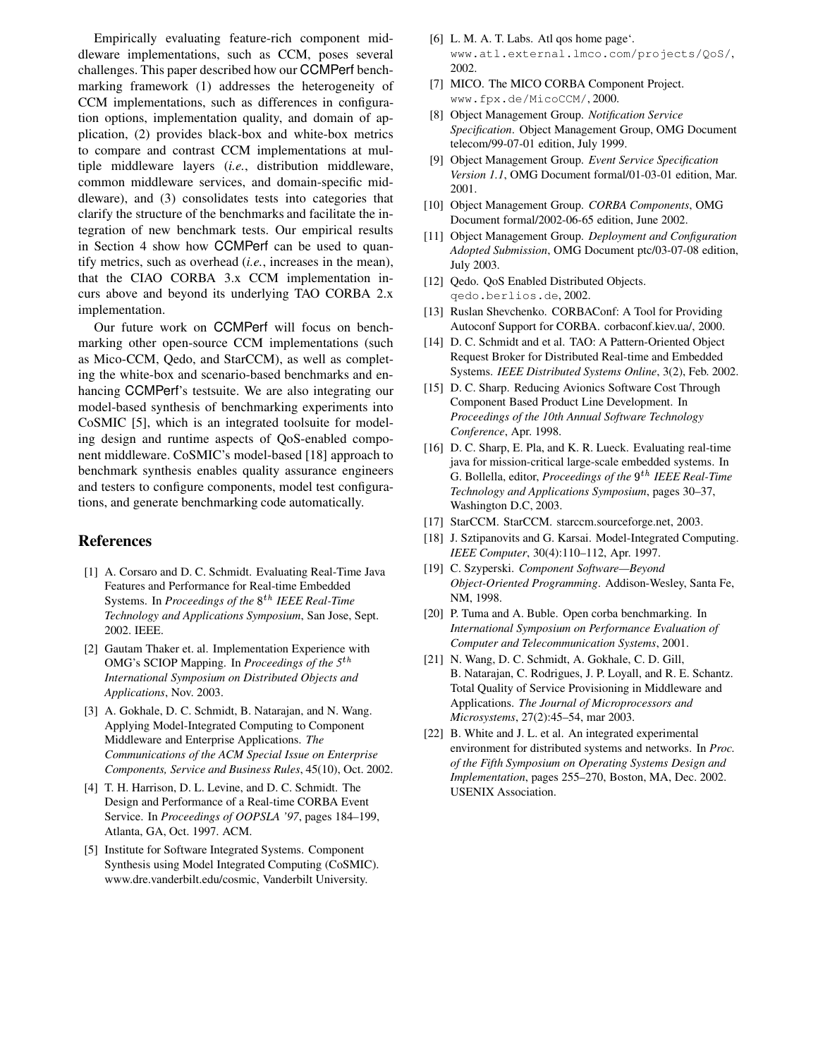Empirically evaluating feature-rich component middleware implementations, such as CCM, poses several challenges. This paper described how our CCMPerf benchmarking framework (1) addresses the heterogeneity of CCM implementations, such as differences in configuration options, implementation quality, and domain of application, (2) provides black-box and white-box metrics to compare and contrast CCM implementations at multiple middleware layers (*i.e.*, distribution middleware, common middleware services, and domain-specific middleware), and (3) consolidates tests into categories that clarify the structure of the benchmarks and facilitate the integration of new benchmark tests. Our empirical results in Section 4 show how CCMPerf can be used to quantify metrics, such as overhead (*i.e.*, increases in the mean), that the CIAO CORBA 3.x CCM implementation incurs above and beyond its underlying TAO CORBA 2.x implementation.

Our future work on CCMPerf will focus on benchmarking other open-source CCM implementations (such as Mico-CCM, Qedo, and StarCCM), as well as completing the white-box and scenario-based benchmarks and enhancing CCMPerf's testsuite. We are also integrating our model-based synthesis of benchmarking experiments into CoSMIC [5], which is an integrated toolsuite for modeling design and runtime aspects of QoS-enabled component middleware. CoSMIC's model-based [18] approach to benchmark synthesis enables quality assurance engineers and testers to configure components, model test configurations, and generate benchmarking code automatically.

## References

[1] A. Corsaro and D. C. Schmidt. Evaluating Real-Time Java Features and Performance for Real-time Embedded Systems. In *Proceedings of the* $8^{th}$ *IEEE Real-Time Technology and Applications Symposium*, San Jose, Sept. 2002. IEEE.

[2] Gautam Thaker et. al. Implementation Experience with OMG's SCIOP Mapping. In *Proceedings of the* $5^{th}$ *International Symposium on Distributed Objects and Applications*, Nov. 2003.

[3] A. Gokhale, D. C. Schmidt, B. Natarajan, and N. Wang. Applying Model-Integrated Computing to Component Middleware and Enterprise Applications. *The Communications of the ACM Special Issue on Enterprise Components, Service and Business Rules*, 45(10), Oct. 2002.

[4] T. H. Harrison, D. L. Levine, and D. C. Schmidt. The Design and Performance of a Real-time CORBA Event Service. In *Proceedings of OOPSLA '97*, pages 184–199, Atlanta, GA, Oct. 1997. ACM.

[5] Institute for Software Integrated Systems. Component Synthesis using Model Integrated Computing (CoSMIC). www.dre.vanderbilt.edu/cosmic, Vanderbilt University.

[6] L. M. A. T. Labs. Atl qos home page'. www.atl.external.lmco.com/projects/QoS/, 2002.

[7] MICO. The MICO CORBA Component Project. www.fpx.de/MicoCCM/, 2000.

[8] Object Management Group. *Notification Service Specification*. Object Management Group, OMG Document telecom/99-07-01 edition, July 1999.

[9] Object Management Group. *Event Service Specification Version 1.1*, OMG Document formal/01-03-01 edition, Mar. 2001.

[10] Object Management Group. *CORBA Components*, OMG Document formal/2002-06-65 edition, June 2002.

[11] Object Management Group. *Deployment and Configuration Adopted Submission*, OMG Document ptc/03-07-08 edition, July 2003.

[12] Qedo. QoS Enabled Distributed Objects. qedo.berlios.de, 2002.

[13] Ruslan Shevchenko. CORBAConf: A Tool for Providing Autoconf Support for CORBA. corbaconf.kiev.ua/, 2000.

[14] D. C. Schmidt and et al. TAO: A Pattern-Oriented Object Request Broker for Distributed Real-time and Embedded Systems. *IEEE Distributed Systems Online*, 3(2), Feb. 2002.

[15] D. C. Sharp. Reducing Avionics Software Cost Through Component Based Product Line Development. In *Proceedings of the 10th Annual Software Technology Conference*, Apr. 1998.

[16] D. C. Sharp, E. Pla, and K. R. Lueck. Evaluating real-time java for mission-critical large-scale embedded systems. In G. Bollella, editor, *Proceedings of the* $9^{th}$ *IEEE Real-Time Technology and Applications Symposium*, pages 30–37, Washington D.C, 2003.

[17] StarCCM. StarCCM. starccm.sourceforge.net, 2003.

[18] J. Sztipanovits and G. Karsai. Model-Integrated Computing. *IEEE Computer*, 30(4):110–112, Apr. 1997.

[19] C. Szyperski. *Component Software—Beyond Object-Oriented Programming*. Addison-Wesley, Santa Fe, NM, 1998.

[20] P. Tuma and A. Buble. Open corba benchmarking. In *International Symposium on Performance Evaluation of Computer and Telecommunication Systems*, 2001.

[21] N. Wang, D. C. Schmidt, A. Gokhale, C. D. Gill, B. Natarajan, C. Rodrigues, J. P. Loyall, and R. E. Schantz. Total Quality of Service Provisioning in Middleware and Applications. *The Journal of Microprocessors and Microsystems*, 27(2):45–54, mar 2003.

[22] B. White and J. L. et al. An integrated experimental environment for distributed systems and networks. In *Proc. of the Fifth Symposium on Operating Systems Design and Implementation*, pages 255–270, Boston, MA, Dec. 2002. USENIX Association.